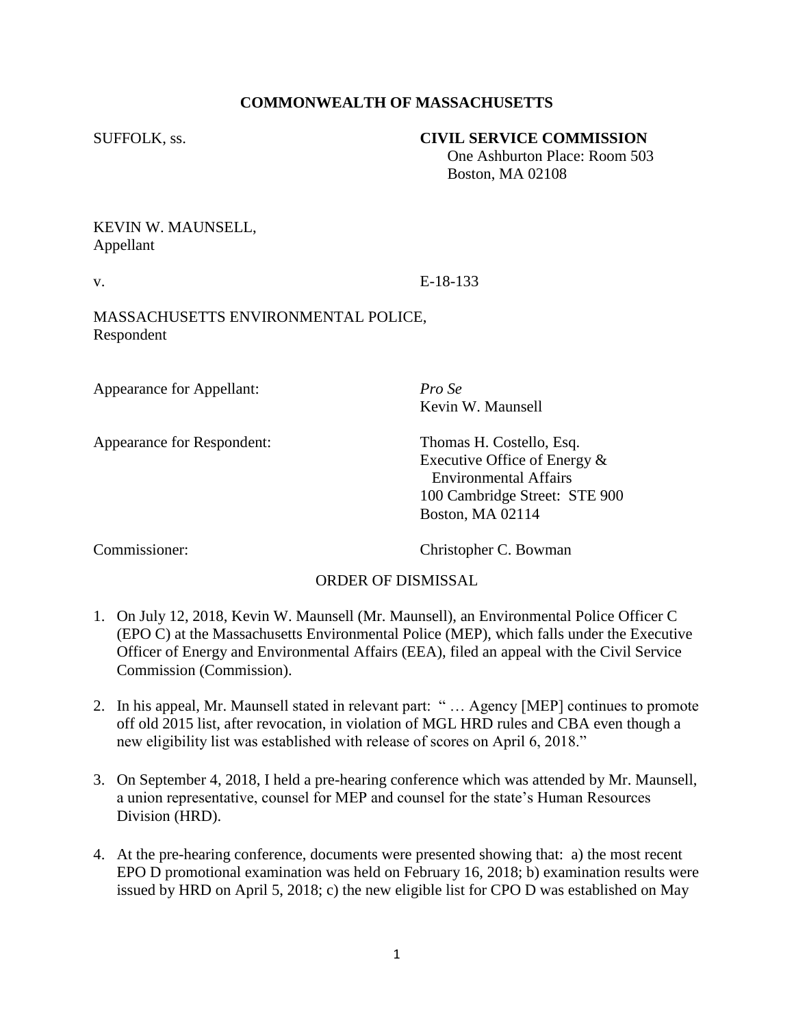**COMMONWEALTH OF MASSACHUSETTS**

SUFFOLK, ss.

**CIVIL SERVICE COMMISSION**
One Ashburton Place: Room 503
Boston, MA 02108

KEVIN W. MAUNSELL,
Appellant

v. E-18-133

MASSACHUSETTS ENVIRONMENTAL POLICE,
Respondent

Appearance for Appellant: *Pro Se*
Kevin W. Maunsell

Appearance for Respondent: Thomas H. Costello, Esq.
Executive Office of Energy & Environmental Affairs
100 Cambridge Street: STE 900
Boston, MA 02114

Commissioner: Christopher C. Bowman

ORDER OF DISMISSAL

1. On July 12, 2018, Kevin W. Maunsell (Mr. Maunsell), an Environmental Police Officer C (EPO C) at the Massachusetts Environmental Police (MEP), which falls under the Executive Officer of Energy and Environmental Affairs (EEA), filed an appeal with the Civil Service Commission (Commission).

2. In his appeal, Mr. Maunsell stated in relevant part: " … Agency [MEP] continues to promote off old 2015 list, after revocation, in violation of MGL HRD rules and CBA even though a new eligibility list was established with release of scores on April 6, 2018."

3. On September 4, 2018, I held a pre-hearing conference which was attended by Mr. Maunsell, a union representative, counsel for MEP and counsel for the state's Human Resources Division (HRD).

4. At the pre-hearing conference, documents were presented showing that: a) the most recent EPO D promotional examination was held on February 16, 2018; b) examination results were issued by HRD on April 5, 2018; c) the new eligible list for CPO D was established on May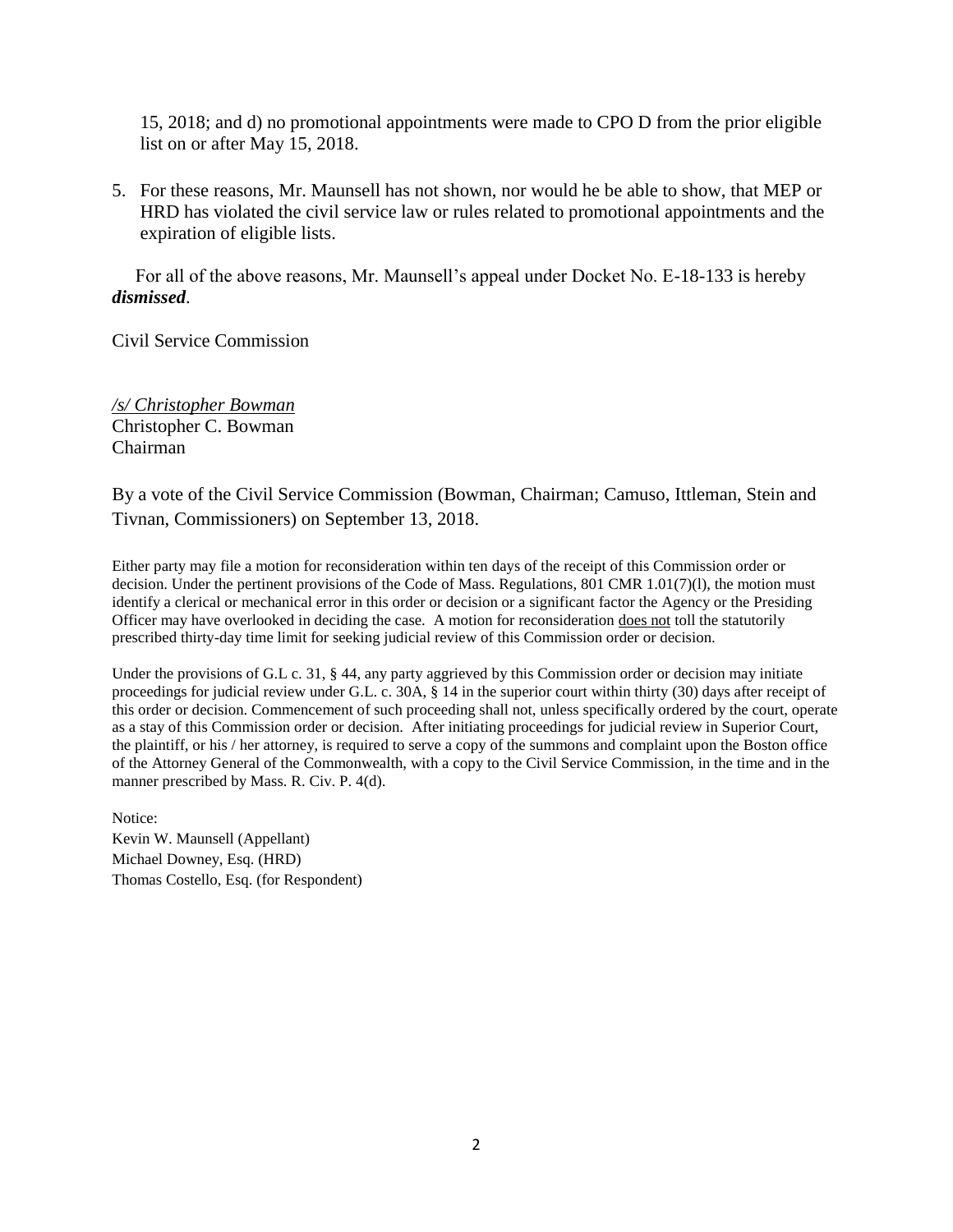15, 2018; and d) no promotional appointments were made to CPO D from the prior eligible list on or after May 15, 2018.

5. For these reasons, Mr. Maunsell has not shown, nor would he be able to show, that MEP or HRD has violated the civil service law or rules related to promotional appointments and the expiration of eligible lists.

For all of the above reasons, Mr. Maunsell's appeal under Docket No. E-18-133 is hereby ***dismissed***.

Civil Service Commission

*/s/ Christopher Bowman*
Christopher C. Bowman
Chairman

By a vote of the Civil Service Commission (Bowman, Chairman; Camuso, Ittleman, Stein and Tivnan, Commissioners) on September 13, 2018.

Either party may file a motion for reconsideration within ten days of the receipt of this Commission order or decision. Under the pertinent provisions of the Code of Mass. Regulations, 801 CMR 1.01(7)(l), the motion must identify a clerical or mechanical error in this order or decision or a significant factor the Agency or the Presiding Officer may have overlooked in deciding the case. A motion for reconsideration does not toll the statutorily prescribed thirty-day time limit for seeking judicial review of this Commission order or decision.

Under the provisions of G.L c. 31, § 44, any party aggrieved by this Commission order or decision may initiate proceedings for judicial review under G.L. c. 30A, § 14 in the superior court within thirty (30) days after receipt of this order or decision. Commencement of such proceeding shall not, unless specifically ordered by the court, operate as a stay of this Commission order or decision. After initiating proceedings for judicial review in Superior Court, the plaintiff, or his / her attorney, is required to serve a copy of the summons and complaint upon the Boston office of the Attorney General of the Commonwealth, with a copy to the Civil Service Commission, in the time and in the manner prescribed by Mass. R. Civ. P. 4(d).

Notice:
Kevin W. Maunsell (Appellant)
Michael Downey, Esq. (HRD)
Thomas Costello, Esq. (for Respondent)